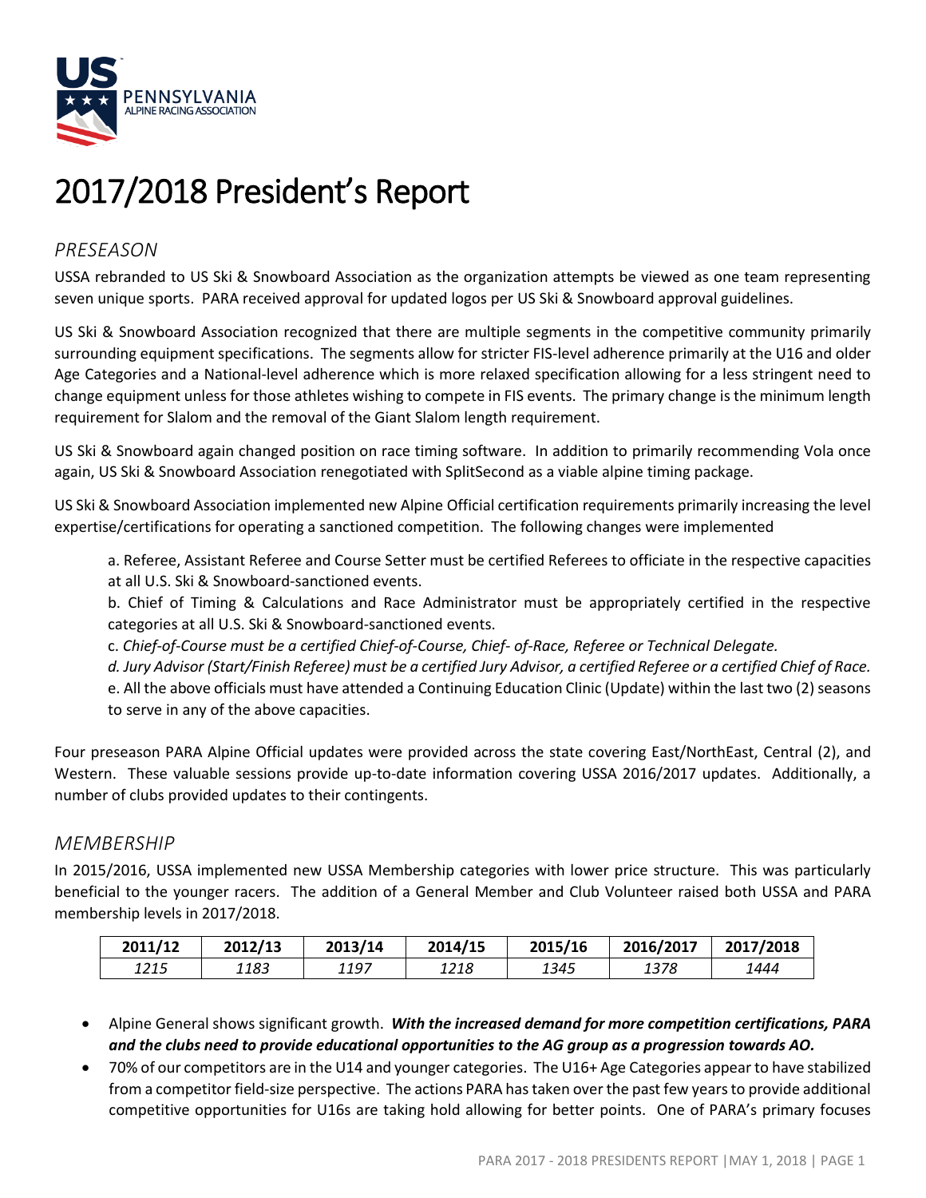# 2017/2018 President's Report

## PRESEASON

USSA rebranded to US Ski & Snowboard Association as the organization attempts be viewed as one team representing seven unique sports. PARA received approval for updated logos per US Ski & Snowboard approval guidelines.

US Ski & Snowboard Association recognized that there are multiple segments in the competitive community primarily surrounding equipment specifications. The segments allow for stricter FIS-level adherence primarily at the U16 and older Age Categories and a National-level adherence which is more relaxed specification allowing for a less stringent need to change equipment unless for those athletes wishing to compete in FIS events. The primary change is the minimum length requirement for Slalom and the removal of the Giant Slalom length requirement.

US Ski & Snowboard again changed position on race timing software. In addition to primarily recommending Vola once again, US Ski & Snowboard Association renegotiated with SplitSecond as a viable alpine timing package.

US Ski & Snowboard Association implemented new Alpine Official certification requirements primarily increasing the level expertise/certifications for operating a sanctioned competition. The following changes were implemented

a. Referee, Assistant Referee and Course Setter must be certified Referees to officiate in the respective capacities at all U.S. Ski & Snowboard-sanctioned events.
b. Chief of Timing & Calculations and Race Administrator must be appropriately certified in the respective categories at all U.S. Ski & Snowboard-sanctioned events.
c. *Chief-of-Course must be a certified Chief-of-Course, Chief- of-Race, Referee or Technical Delegate.*
d. *Jury Advisor (Start/Finish Referee) must be a certified Jury Advisor, a certified Referee or a certified Chief of Race.*
e. All the above officials must have attended a Continuing Education Clinic (Update) within the last two (2) seasons to serve in any of the above capacities.

Four preseason PARA Alpine Official updates were provided across the state covering East/NorthEast, Central (2), and Western. These valuable sessions provide up-to-date information covering USSA 2016/2017 updates. Additionally, a number of clubs provided updates to their contingents.

## MEMBERSHIP

In 2015/2016, USSA implemented new USSA Membership categories with lower price structure. This was particularly beneficial to the younger racers. The addition of a General Member and Club Volunteer raised both USSA and PARA membership levels in 2017/2018.

| 2011/12 | 2012/13 | 2013/14 | 2014/15 | 2015/16 | 2016/2017 | 2017/2018 |
|---|---|---|---|---|---|---|
| *1215* | *1183* | *1197* | *1218* | *1345* | *1378* | *1444* |

- Alpine General shows significant growth. ***With the increased demand for more competition certifications, PARA and the clubs need to provide educational opportunities to the AG group as a progression towards AO.***
- 70% of our competitors are in the U14 and younger categories. The U16+ Age Categories appear to have stabilized from a competitor field-size perspective. The actions PARA has taken over the past few years to provide additional competitive opportunities for U16s are taking hold allowing for better points. One of PARA's primary focuses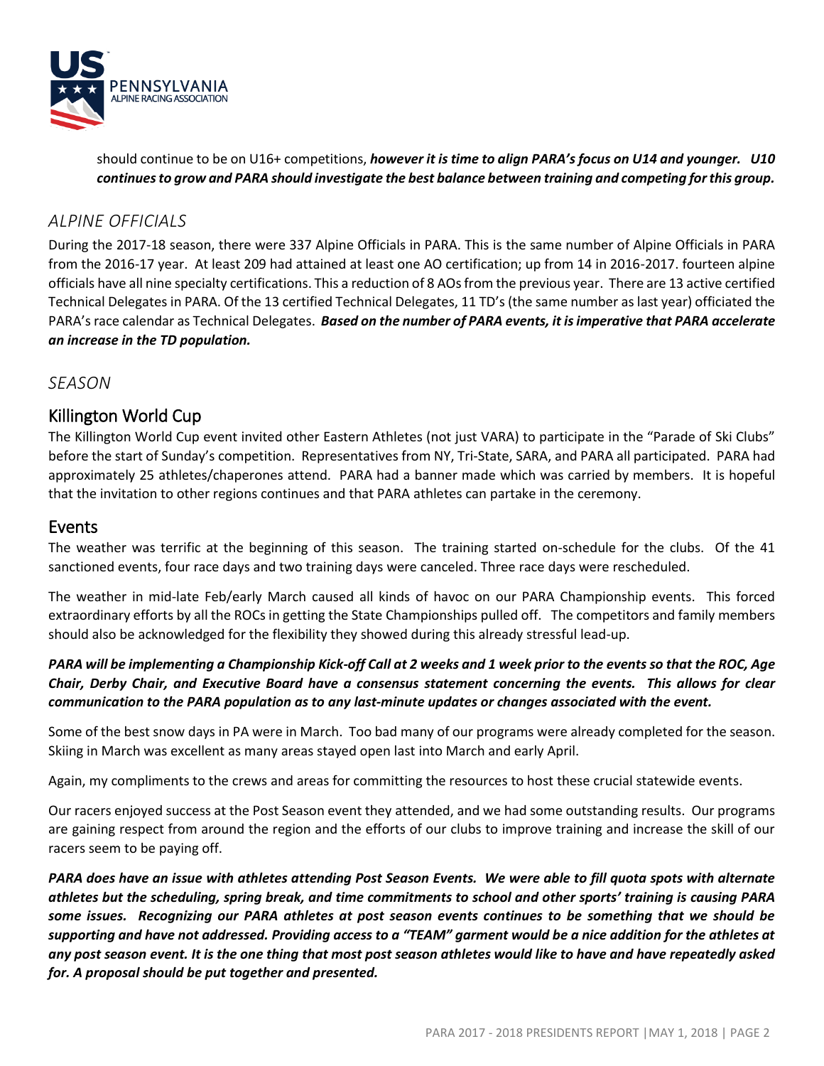should continue to be on U16+ competitions, ***however it is time to align PARA's focus on U14 and younger. U10 continues to grow and PARA should investigate the best balance between training and competing for this group.***

## *ALPINE OFFICIALS*

During the 2017-18 season, there were 337 Alpine Officials in PARA. This is the same number of Alpine Officials in PARA from the 2016-17 year. At least 209 had attained at least one AO certification; up from 14 in 2016-2017. fourteen alpine officials have all nine specialty certifications. This a reduction of 8 AOs from the previous year. There are 13 active certified Technical Delegates in PARA. Of the 13 certified Technical Delegates, 11 TD's (the same number as last year) officiated the PARA's race calendar as Technical Delegates. ***Based on the number of PARA events, it is imperative that PARA accelerate an increase in the TD population.***

## *SEASON*

### Killington World Cup

The Killington World Cup event invited other Eastern Athletes (not just VARA) to participate in the "Parade of Ski Clubs" before the start of Sunday's competition. Representatives from NY, Tri-State, SARA, and PARA all participated. PARA had approximately 25 athletes/chaperones attend. PARA had a banner made which was carried by members. It is hopeful that the invitation to other regions continues and that PARA athletes can partake in the ceremony.

### Events

The weather was terrific at the beginning of this season. The training started on-schedule for the clubs. Of the 41 sanctioned events, four race days and two training days were canceled. Three race days were rescheduled.

The weather in mid-late Feb/early March caused all kinds of havoc on our PARA Championship events. This forced extraordinary efforts by all the ROCs in getting the State Championships pulled off. The competitors and family members should also be acknowledged for the flexibility they showed during this already stressful lead-up.

***PARA will be implementing a Championship Kick-off Call at 2 weeks and 1 week prior to the events so that the ROC, Age Chair, Derby Chair, and Executive Board have a consensus statement concerning the events. This allows for clear communication to the PARA population as to any last-minute updates or changes associated with the event.***

Some of the best snow days in PA were in March. Too bad many of our programs were already completed for the season. Skiing in March was excellent as many areas stayed open last into March and early April.

Again, my compliments to the crews and areas for committing the resources to host these crucial statewide events.

Our racers enjoyed success at the Post Season event they attended, and we had some outstanding results. Our programs are gaining respect from around the region and the efforts of our clubs to improve training and increase the skill of our racers seem to be paying off.

***PARA does have an issue with athletes attending Post Season Events. We were able to fill quota spots with alternate athletes but the scheduling, spring break, and time commitments to school and other sports' training is causing PARA some issues. Recognizing our PARA athletes at post season events continues to be something that we should be supporting and have not addressed. Providing access to a "TEAM" garment would be a nice addition for the athletes at any post season event. It is the one thing that most post season athletes would like to have and have repeatedly asked for. A proposal should be put together and presented.***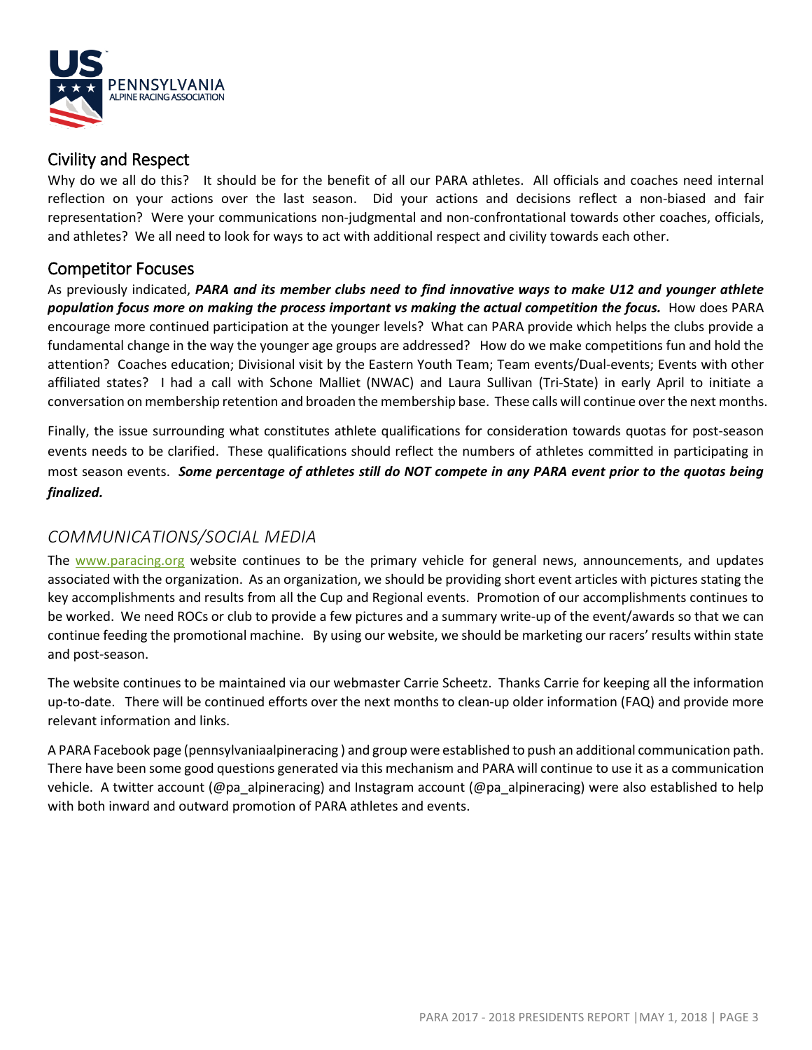## Civility and Respect

Why do we all do this? It should be for the benefit of all our PARA athletes. All officials and coaches need internal reflection on your actions over the last season. Did your actions and decisions reflect a non-biased and fair representation? Were your communications non-judgmental and non-confrontational towards other coaches, officials, and athletes? We all need to look for ways to act with additional respect and civility towards each other.

## Competitor Focuses

As previously indicated, ***PARA and its member clubs need to find innovative ways to make U12 and younger athlete population focus more on making the process important vs making the actual competition the focus.*** How does PARA encourage more continued participation at the younger levels? What can PARA provide which helps the clubs provide a fundamental change in the way the younger age groups are addressed? How do we make competitions fun and hold the attention? Coaches education; Divisional visit by the Eastern Youth Team; Team events/Dual-events; Events with other affiliated states? I had a call with Schone Malliet (NWAC) and Laura Sullivan (Tri-State) in early April to initiate a conversation on membership retention and broaden the membership base. These calls will continue over the next months.

Finally, the issue surrounding what constitutes athlete qualifications for consideration towards quotas for post-season events needs to be clarified. These qualifications should reflect the numbers of athletes committed in participating in most season events. ***Some percentage of athletes still do NOT compete in any PARA event prior to the quotas being finalized.***

## *COMMUNICATIONS/SOCIAL MEDIA*

The [www.paracing.org](http://www.paracing.org) website continues to be the primary vehicle for general news, announcements, and updates associated with the organization. As an organization, we should be providing short event articles with pictures stating the key accomplishments and results from all the Cup and Regional events. Promotion of our accomplishments continues to be worked. We need ROCs or club to provide a few pictures and a summary write-up of the event/awards so that we can continue feeding the promotional machine. By using our website, we should be marketing our racers' results within state and post-season.

The website continues to be maintained via our webmaster Carrie Scheetz. Thanks Carrie for keeping all the information up-to-date. There will be continued efforts over the next months to clean-up older information (FAQ) and provide more relevant information and links.

A PARA Facebook page (pennsylvaniaalpineracing ) and group were established to push an additional communication path. There have been some good questions generated via this mechanism and PARA will continue to use it as a communication vehicle. A twitter account (@pa_alpineracing) and Instagram account (@pa_alpineracing) were also established to help with both inward and outward promotion of PARA athletes and events.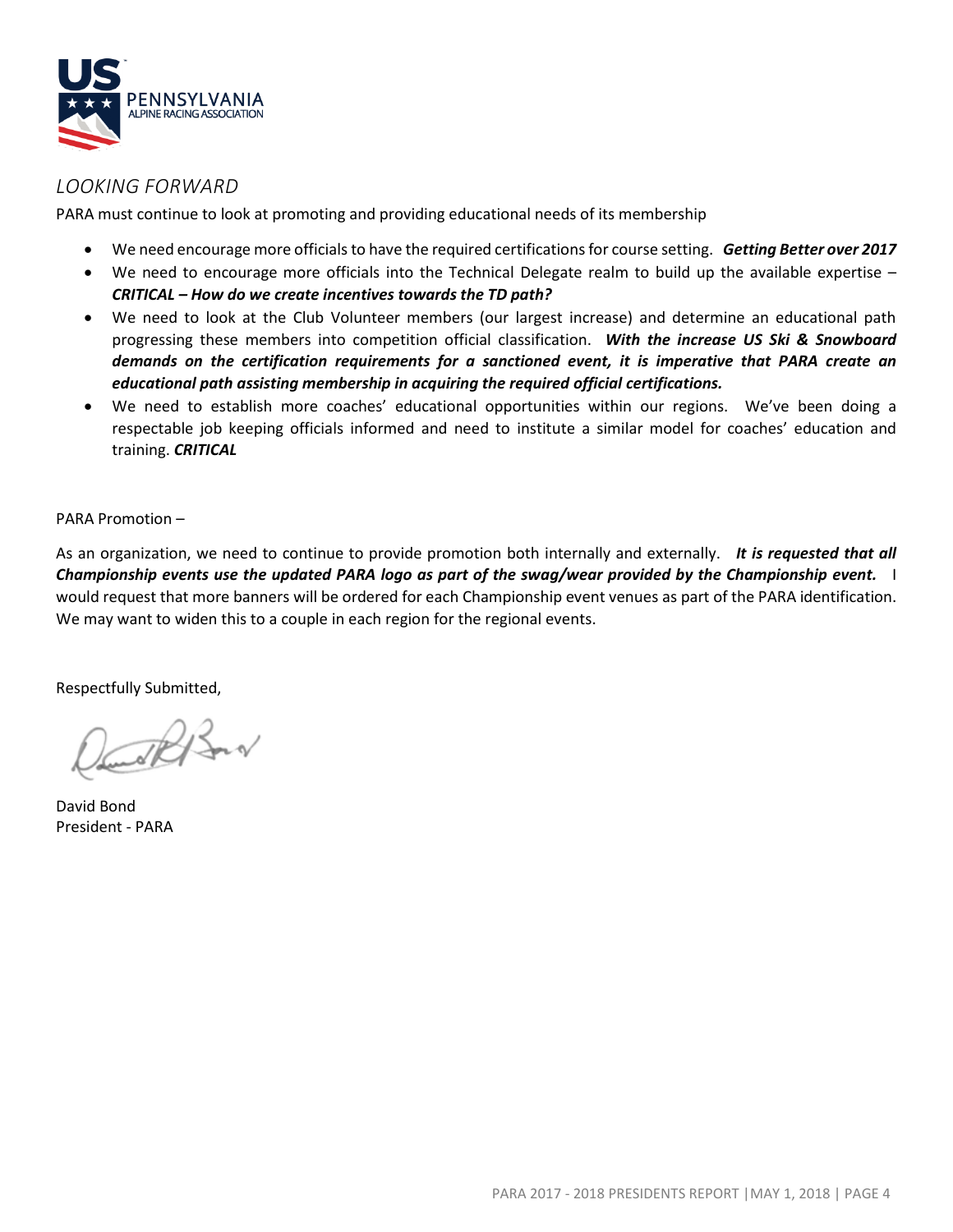## LOOKING FORWARD

PARA must continue to look at promoting and providing educational needs of its membership

- We need encourage more officials to have the required certifications for course setting. ***Getting Better over 2017***
- We need to encourage more officials into the Technical Delegate realm to build up the available expertise – ***CRITICAL – How do we create incentives towards the TD path?***
- We need to look at the Club Volunteer members (our largest increase) and determine an educational path progressing these members into competition official classification. ***With the increase US Ski & Snowboard demands on the certification requirements for a sanctioned event, it is imperative that PARA create an educational path assisting membership in acquiring the required official certifications.***
- We need to establish more coaches' educational opportunities within our regions. We've been doing a respectable job keeping officials informed and need to institute a similar model for coaches' education and training. ***CRITICAL***

PARA Promotion –

As an organization, we need to continue to provide promotion both internally and externally. ***It is requested that all Championship events use the updated PARA logo as part of the swag/wear provided by the Championship event.*** I would request that more banners will be ordered for each Championship event venues as part of the PARA identification. We may want to widen this to a couple in each region for the regional events.

Respectfully Submitted,

David Bond
President - PARA